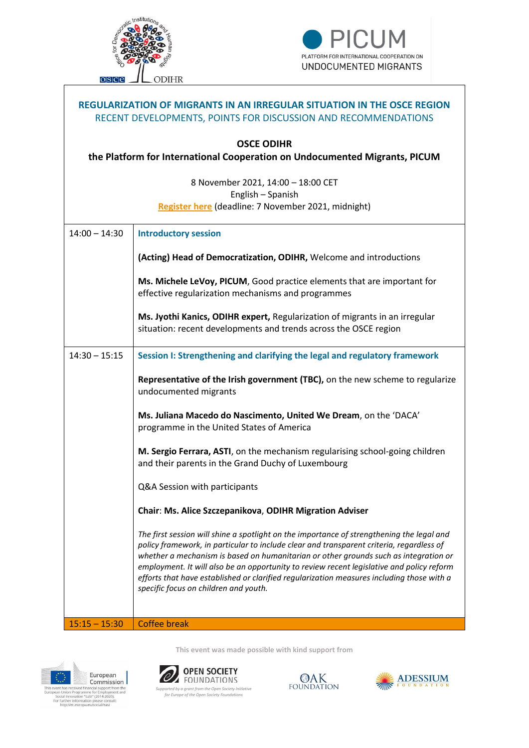# REGULARIZATION OF MIGRANTS IN AN IRREGULAR SITUATION IN THE OSCE REGION

## RECENT DEVELOPMENTS, POINTS FOR DISCUSSION AND RECOMMENDATIONS

**OSCE ODIHR**

**the Platform for International Cooperation on Undocumented Migrants, PICUM**

8 November 2021, 14:00 – 18:00 CET
English – Spanish
Register here (deadline: 7 November 2021, midnight)

| Time | Programme |
| --- | --- |
| 14:00 – 14:30 | **Introductory session**<br><br>**(Acting) Head of Democratization, ODIHR,** Welcome and introductions<br><br>**Ms. Michele LeVoy, PICUM**, Good practice elements that are important for effective regularization mechanisms and programmes<br><br>**Ms. Jyothi Kanics, ODIHR expert,** Regularization of migrants in an irregular situation: recent developments and trends across the OSCE region |
| 14:30 – 15:15 | **Session I: Strengthening and clarifying the legal and regulatory framework**<br><br>**Representative of the Irish government (TBC),** on the new scheme to regularize undocumented migrants<br><br>**Ms. Juliana Macedo do Nascimento, United We Dream**, on the 'DACA' programme in the United States of America<br><br>**M. Sergio Ferrara, ASTI**, on the mechanism regularising school-going children and their parents in the Grand Duchy of Luxembourg<br><br>Q&A Session with participants<br><br>**Chair**: **Ms. Alice Szczepanikova**, **ODIHR Migration Adviser**<br><br>*The first session will shine a spotlight on the importance of strengthening the legal and policy framework, in particular to include clear and transparent criteria, regardless of whether a mechanism is based on humanitarian or other grounds such as integration or employment. It will also be an opportunity to review recent legislative and policy reform efforts that have established or clarified regularization measures including those with a specific focus on children and youth.* |
| 15:15 – 15:30 | Coffee break |

This event was made possible with kind support from

European Commission — This event has received financial support from the European Union Programme for Employment and Social Innovation "EaSI" (2014-2020). For further information please consult: http://ec.europa.eu/social/easi

Open Society Foundations — *Supported by a grant from the Open Society Initiative for Europe of the Open Society Foundations*

Oak Foundation

Adessium Foundation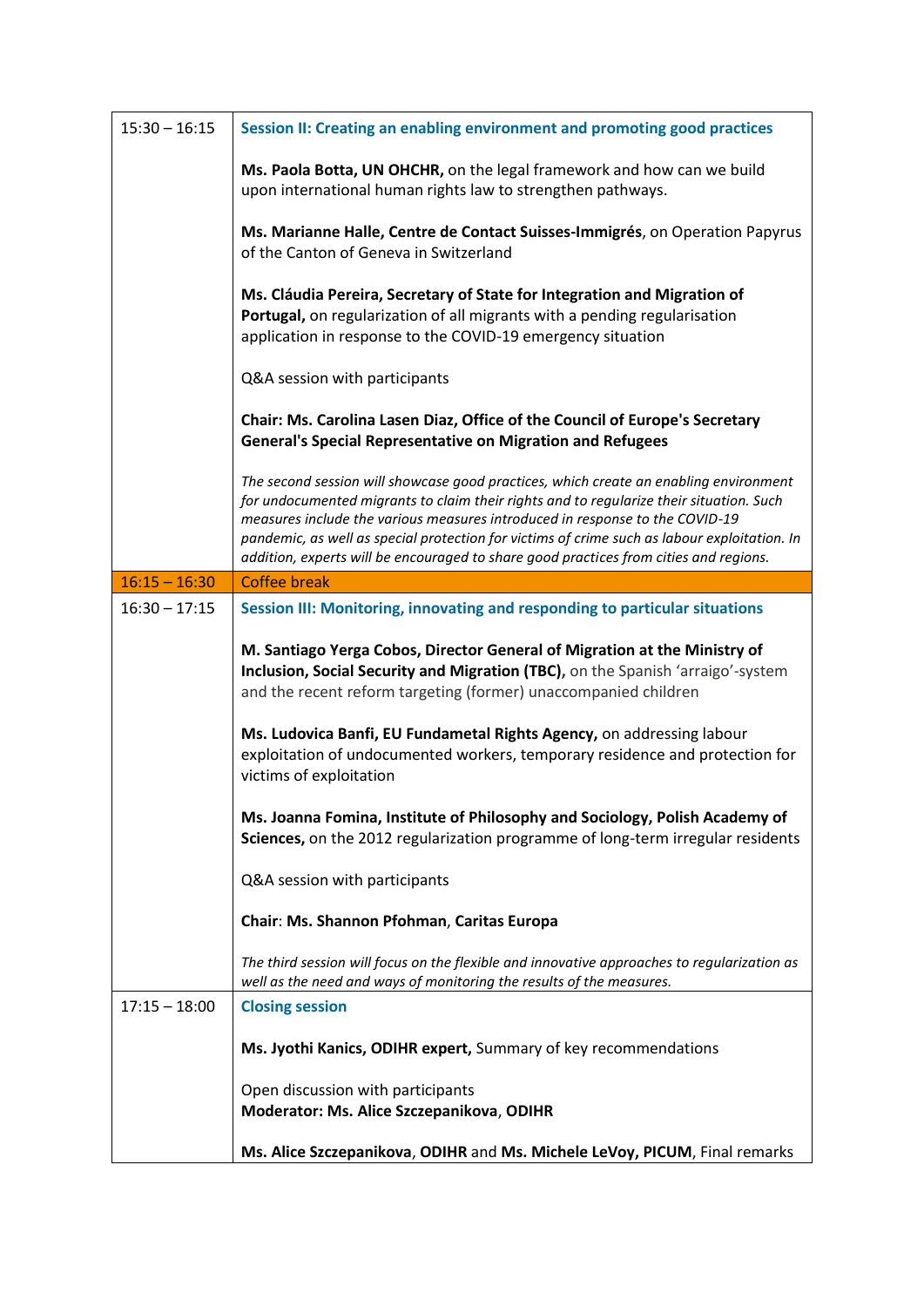| | |
|---|---|
| 15:30 – 16:15 | **Session II: Creating an enabling environment and promoting good practices**<br><br>**Ms. Paola Botta, UN OHCHR,** on the legal framework and how can we build upon international human rights law to strengthen pathways.<br><br>**Ms. Marianne Halle, Centre de Contact Suisses-Immigrés**, on Operation Papyrus of the Canton of Geneva in Switzerland<br><br>**Ms. Cláudia Pereira, Secretary of State for Integration and Migration of Portugal,** on regularization of all migrants with a pending regularisation application in response to the COVID-19 emergency situation<br><br>Q&A session with participants<br><br>**Chair: Ms. Carolina Lasen Diaz, Office of the Council of Europe's Secretary General's Special Representative on Migration and Refugees**<br><br>*The second session will showcase good practices, which create an enabling environment for undocumented migrants to claim their rights and to regularize their situation. Such measures include the various measures introduced in response to the COVID-19 pandemic, as well as special protection for victims of crime such as labour exploitation. In addition, experts will be encouraged to share good practices from cities and regions.* |
| 16:15 – 16:30 | Coffee break |
| 16:30 – 17:15 | **Session III: Monitoring, innovating and responding to particular situations**<br><br>**M. Santiago Yerga Cobos, Director General of Migration at the Ministry of Inclusion, Social Security and Migration (TBC),** on the Spanish 'arraigo'-system and the recent reform targeting (former) unaccompanied children<br><br>**Ms. Ludovica Banfi, EU Fundametal Rights Agency,** on addressing labour exploitation of undocumented workers, temporary residence and protection for victims of exploitation<br><br>**Ms. Joanna Fomina, Institute of Philosophy and Sociology, Polish Academy of Sciences,** on the 2012 regularization programme of long-term irregular residents<br><br>Q&A session with participants<br><br>**Chair**: **Ms. Shannon Pfohman**, **Caritas Europa**<br><br>*The third session will focus on the flexible and innovative approaches to regularization as well as the need and ways of monitoring the results of the measures.* |
| 17:15 – 18:00 | **Closing session**<br><br>**Ms. Jyothi Kanics, ODIHR expert,** Summary of key recommendations<br><br>Open discussion with participants<br>**Moderator: Ms. Alice Szczepanikova**, **ODIHR**<br><br>**Ms. Alice Szczepanikova**, **ODIHR** and **Ms. Michele LeVoy, PICUM**, Final remarks |